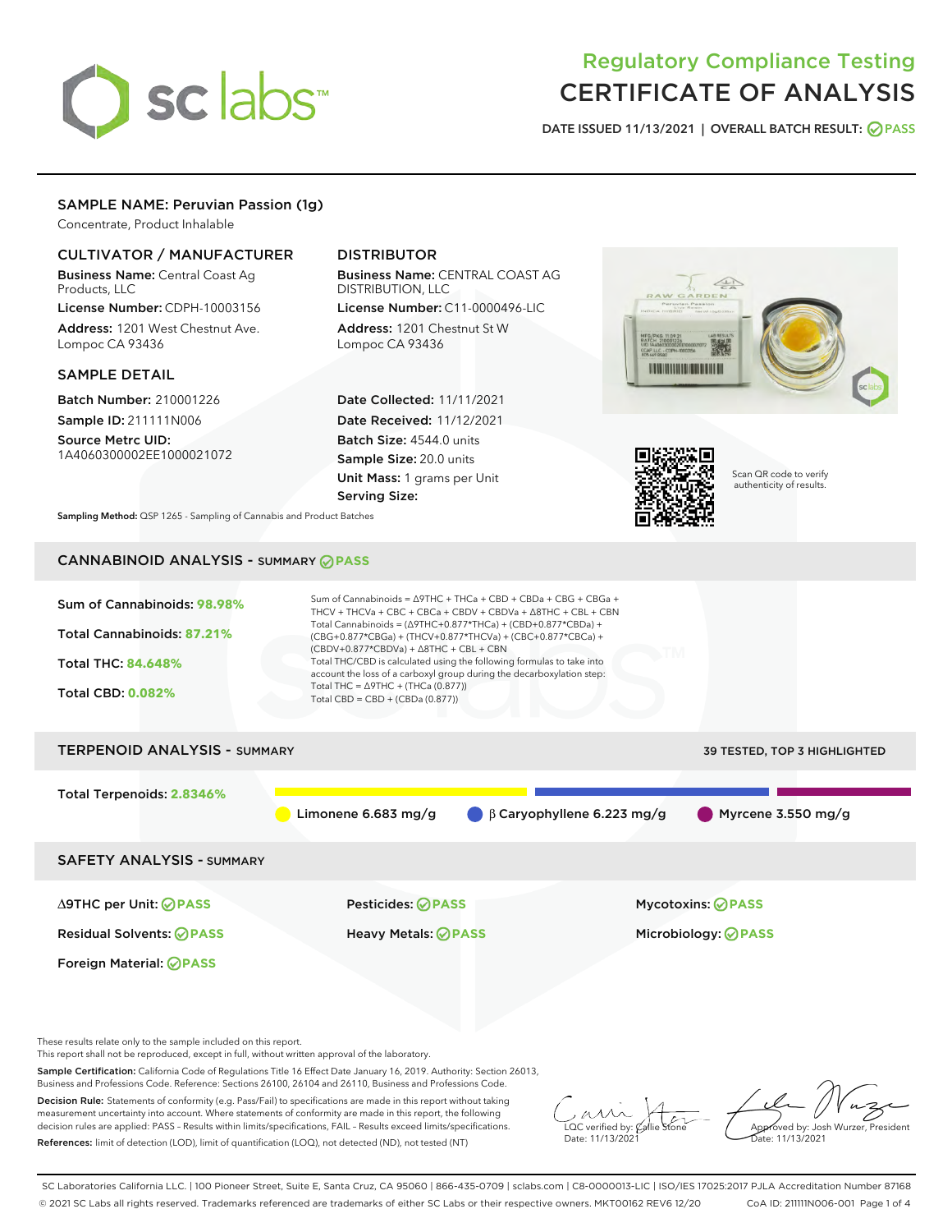# Regulatory Compliance Testing
# CERTIFICATE OF ANALYSIS

DATE ISSUED 11/13/2021 | OVERALL BATCH RESULT: PASS

## SAMPLE NAME: Peruvian Passion (1g)

Concentrate, Product Inhalable

### CULTIVATOR / MANUFACTURER

**Business Name:** Central Coast Ag Products, LLC

**License Number:** CDPH-10003156

**Address:** 1201 West Chestnut Ave. Lompoc CA 93436

### DISTRIBUTOR

**Business Name:** CENTRAL COAST AG DISTRIBUTION, LLC

**License Number:** C11-0000496-LIC

**Address:** 1201 Chestnut St W Lompoc CA 93436

### SAMPLE DETAIL

**Batch Number:** 210001226

**Sample ID:** 211111N006

**Source Metrc UID:** 1A4060300002EE1000021072

**Date Collected:** 11/11/2021

**Date Received:** 11/12/2021

**Batch Size:** 4544.0 units

**Sample Size:** 20.0 units

**Unit Mass:** 1 grams per Unit

**Serving Size:**

Scan QR code to verify authenticity of results.

**Sampling Method:** QSP 1265 - Sampling of Cannabis and Product Batches

## CANNABINOID ANALYSIS - SUMMARY PASS

**Sum of Cannabinoids: 98.98%**

**Total Cannabinoids: 87.21%**

**Total THC: 84.648%**

**Total CBD: 0.082%**

Sum of Cannabinoids = Δ9THC + THCa + CBD + CBDa + CBG + CBGa + THCV + THCVa + CBC + CBCa + CBDV + CBDVa + Δ8THC + CBL + CBN

Total Cannabinoids = (Δ9THC+0.877*THCa) + (CBD+0.877*CBDa) + (CBG+0.877*CBGa) + (THCV+0.877*THCVa) + (CBC+0.877*CBCa) + (CBDV+0.877*CBDVa) + Δ8THC + CBL + CBN

Total THC/CBD is calculated using the following formulas to take into account the loss of a carboxyl group during the decarboxylation step:

Total THC = Δ9THC + (THCa (0.877))

Total CBD = CBD + (CBDa (0.877))

## TERPENOID ANALYSIS - SUMMARY

39 TESTED, TOP 3 HIGHLIGHTED

**Total Terpenoids: 2.8346%**

- Limonene 6.683 mg/g
- β Caryophyllene 6.223 mg/g
- Myrcene 3.550 mg/g

## SAFETY ANALYSIS - SUMMARY

| | | |
|---|---|---|
| Δ9THC per Unit: PASS | Pesticides: PASS | Mycotoxins: PASS |
| Residual Solvents: PASS | Heavy Metals: PASS | Microbiology: PASS |
| Foreign Material: PASS | | |

These results relate only to the sample included on this report.
This report shall not be reproduced, except in full, without written approval of the laboratory.

**Sample Certification:** California Code of Regulations Title 16 Effect Date January 16, 2019. Authority: Section 26013, Business and Professions Code. Reference: Sections 26100, 26104 and 26110, Business and Professions Code.

**Decision Rule:** Statements of conformity (e.g. Pass/Fail) to specifications are made in this report without taking measurement uncertainty into account. Where statements of conformity are made in this report, the following decision rules are applied: PASS – Results within limits/specifications, FAIL – Results exceed limits/specifications.

**References:** limit of detection (LOD), limit of quantification (LOQ), not detected (ND), not tested (NT)

LQC verified by: Callie Stone
Date: 11/13/2021

Approved by: Josh Wurzer, President
Date: 11/13/2021

SC Laboratories California LLC. | 100 Pioneer Street, Suite E, Santa Cruz, CA 95060 | 866-435-0709 | sclabs.com | C8-0000013-LIC | ISO/IES 17025:2017 PJLA Accreditation Number 87168
© 2021 SC Labs all rights reserved. Trademarks referenced are trademarks of either SC Labs or their respective owners. MKT00162 REV6 12/20 CoA ID: 211111N006-001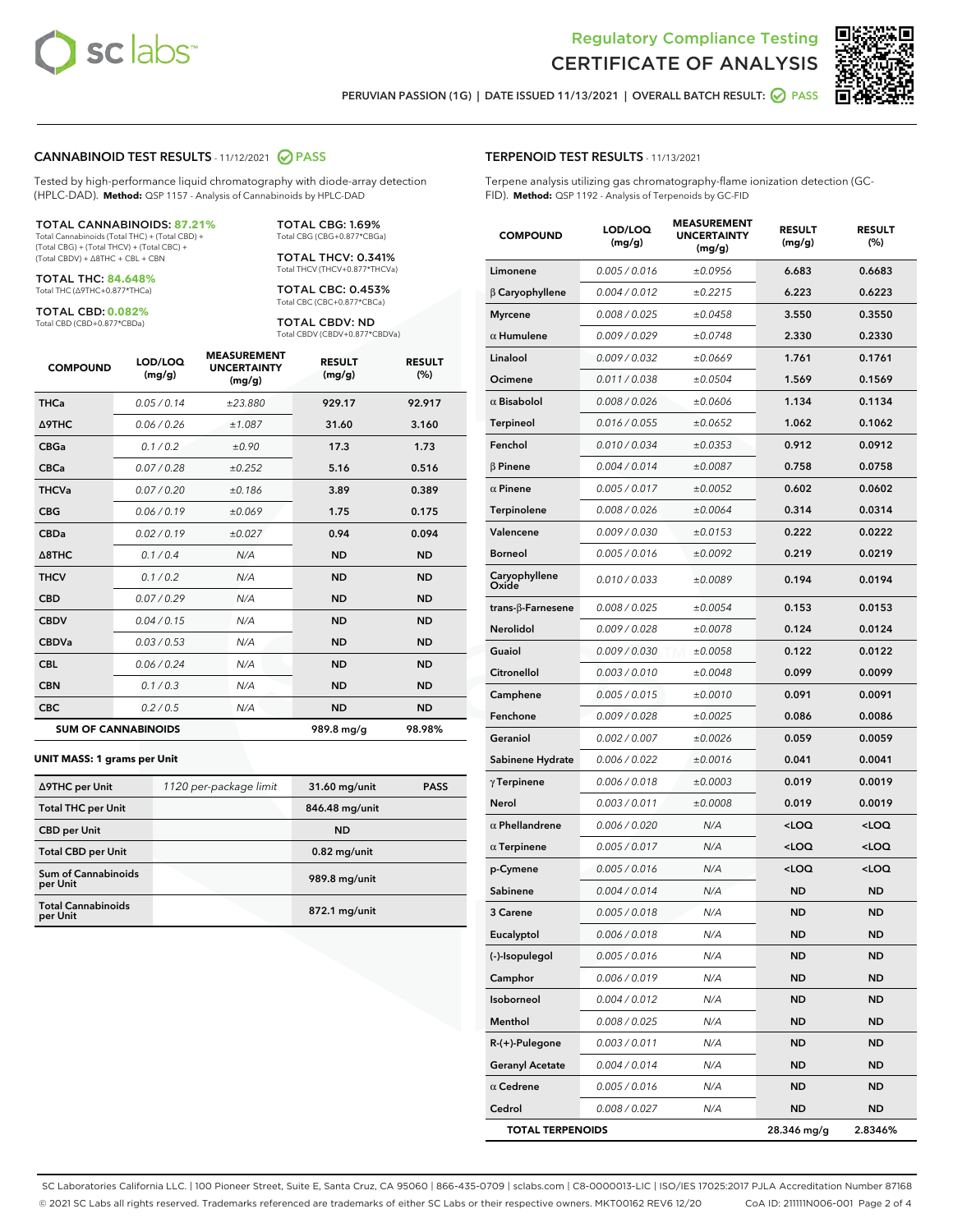# Regulatory Compliance Testing
# CERTIFICATE OF ANALYSIS

PERUVIAN PASSION (1G) | DATE ISSUED 11/13/2021 | OVERALL BATCH RESULT: PASS

## CANNABINOID TEST RESULTS - 11/12/2021 PASS

Tested by high-performance liquid chromatography with diode-array detection (HPLC-DAD). **Method:** QSP 1157 - Analysis of Cannabinoids by HPLC-DAD

**TOTAL CANNABINOIDS: 87.21%**
Total Cannabinoids (Total THC) + (Total CBD) + (Total CBG) + (Total THCV) + (Total CBC) + (Total CBDV) + Δ8THC + CBL + CBN

**TOTAL THC: 84.648%**
Total THC (Δ9THC+0.877*THCa)

**TOTAL CBD: 0.082%**
Total CBD (CBD+0.877*CBDa)

**TOTAL CBG: 1.69%**
Total CBG (CBG+0.877*CBGa)

**TOTAL THCV: 0.341%**
Total THCV (THCV+0.877*THCVa)

**TOTAL CBC: 0.453%**
Total CBC (CBC+0.877*CBCa)

**TOTAL CBDV: ND**
Total CBDV (CBDV+0.877*CBDVa)

| COMPOUND | LOD/LOQ (mg/g) | MEASUREMENT UNCERTAINTY (mg/g) | RESULT (mg/g) | RESULT (%) |
|---|---|---|---|---|
| THCa | 0.05 / 0.14 | ±23.880 | 929.17 | 92.917 |
| Δ9THC | 0.06 / 0.26 | ±1.087 | 31.60 | 3.160 |
| CBGa | 0.1 / 0.2 | ±0.90 | 17.3 | 1.73 |
| CBCa | 0.07 / 0.28 | ±0.252 | 5.16 | 0.516 |
| THCVa | 0.07 / 0.20 | ±0.186 | 3.89 | 0.389 |
| CBG | 0.06 / 0.19 | ±0.069 | 1.75 | 0.175 |
| CBDa | 0.02 / 0.19 | ±0.027 | 0.94 | 0.094 |
| Δ8THC | 0.1 / 0.4 | N/A | ND | ND |
| THCV | 0.1 / 0.2 | N/A | ND | ND |
| CBD | 0.07 / 0.29 | N/A | ND | ND |
| CBDV | 0.04 / 0.15 | N/A | ND | ND |
| CBDVa | 0.03 / 0.53 | N/A | ND | ND |
| CBL | 0.06 / 0.24 | N/A | ND | ND |
| CBN | 0.1 / 0.3 | N/A | ND | ND |
| CBC | 0.2 / 0.5 | N/A | ND | ND |
| **SUM OF CANNABINOIDS** | | | **989.8 mg/g** | **98.98%** |

**UNIT MASS: 1 grams per Unit**

| | | | |
|---|---|---|---|
| Δ9THC per Unit | 1120 per-package limit | 31.60 mg/unit | PASS |
| Total THC per Unit | | 846.48 mg/unit | |
| CBD per Unit | | ND | |
| Total CBD per Unit | | 0.82 mg/unit | |
| Sum of Cannabinoids per Unit | | 989.8 mg/unit | |
| Total Cannabinoids per Unit | | 872.1 mg/unit | |

## TERPENOID TEST RESULTS - 11/13/2021

Terpene analysis utilizing gas chromatography-flame ionization detection (GC-FID). **Method:** QSP 1192 - Analysis of Terpenoids by GC-FID

| COMPOUND | LOD/LOQ (mg/g) | MEASUREMENT UNCERTAINTY (mg/g) | RESULT (mg/g) | RESULT (%) |
|---|---|---|---|---|
| Limonene | 0.005 / 0.016 | ±0.0956 | 6.683 | 0.6683 |
| β Caryophyllene | 0.004 / 0.012 | ±0.2215 | 6.223 | 0.6223 |
| Myrcene | 0.008 / 0.025 | ±0.0458 | 3.550 | 0.3550 |
| α Humulene | 0.009 / 0.029 | ±0.0748 | 2.330 | 0.2330 |
| Linalool | 0.009 / 0.032 | ±0.0669 | 1.761 | 0.1761 |
| Ocimene | 0.011 / 0.038 | ±0.0504 | 1.569 | 0.1569 |
| α Bisabolol | 0.008 / 0.026 | ±0.0606 | 1.134 | 0.1134 |
| Terpineol | 0.016 / 0.055 | ±0.0652 | 1.062 | 0.1062 |
| Fenchol | 0.010 / 0.034 | ±0.0353 | 0.912 | 0.0912 |
| β Pinene | 0.004 / 0.014 | ±0.0087 | 0.758 | 0.0758 |
| α Pinene | 0.005 / 0.017 | ±0.0052 | 0.602 | 0.0602 |
| Terpinolene | 0.008 / 0.026 | ±0.0064 | 0.314 | 0.0314 |
| Valencene | 0.009 / 0.030 | ±0.0153 | 0.222 | 0.0222 |
| Borneol | 0.005 / 0.016 | ±0.0092 | 0.219 | 0.0219 |
| Caryophyllene Oxide | 0.010 / 0.033 | ±0.0089 | 0.194 | 0.0194 |
| trans-β-Farnesene | 0.008 / 0.025 | ±0.0054 | 0.153 | 0.0153 |
| Nerolidol | 0.009 / 0.028 | ±0.0078 | 0.124 | 0.0124 |
| Guaiol | 0.009 / 0.030 | ±0.0058 | 0.122 | 0.0122 |
| Citronellol | 0.003 / 0.010 | ±0.0048 | 0.099 | 0.0099 |
| Camphene | 0.005 / 0.015 | ±0.0010 | 0.091 | 0.0091 |
| Fenchone | 0.009 / 0.028 | ±0.0025 | 0.086 | 0.0086 |
| Geraniol | 0.002 / 0.007 | ±0.0026 | 0.059 | 0.0059 |
| Sabinene Hydrate | 0.006 / 0.022 | ±0.0016 | 0.041 | 0.0041 |
| γ Terpinene | 0.006 / 0.018 | ±0.0003 | 0.019 | 0.0019 |
| Nerol | 0.003 / 0.011 | ±0.0008 | 0.019 | 0.0019 |
| α Phellandrene | 0.006 / 0.020 | N/A | <LOQ | <LOQ |
| α Terpinene | 0.005 / 0.017 | N/A | <LOQ | <LOQ |
| p-Cymene | 0.005 / 0.016 | N/A | <LOQ | <LOQ |
| Sabinene | 0.004 / 0.014 | N/A | ND | ND |
| 3 Carene | 0.005 / 0.018 | N/A | ND | ND |
| Eucalyptol | 0.006 / 0.018 | N/A | ND | ND |
| (-)-Isopulegol | 0.005 / 0.016 | N/A | ND | ND |
| Camphor | 0.006 / 0.019 | N/A | ND | ND |
| Isoborneol | 0.004 / 0.012 | N/A | ND | ND |
| Menthol | 0.008 / 0.025 | N/A | ND | ND |
| R-(+)-Pulegone | 0.003 / 0.011 | N/A | ND | ND |
| Geranyl Acetate | 0.004 / 0.014 | N/A | ND | ND |
| α Cedrene | 0.005 / 0.016 | N/A | ND | ND |
| Cedrol | 0.008 / 0.027 | N/A | ND | ND |
| **TOTAL TERPENOIDS** | | | **28.346 mg/g** | **2.8346%** |

SC Laboratories California LLC. | 100 Pioneer Street, Suite E, Santa Cruz, CA 95060 | 866-435-0709 | sclabs.com | C8-0000013-LIC | ISO/IES 17025:2017 PJLA Accreditation Number 87168
© 2021 SC Labs all rights reserved. Trademarks referenced are trademarks of either SC Labs or their respective owners. MKT00162 REV6 12/20 CoA ID: 211111N006-001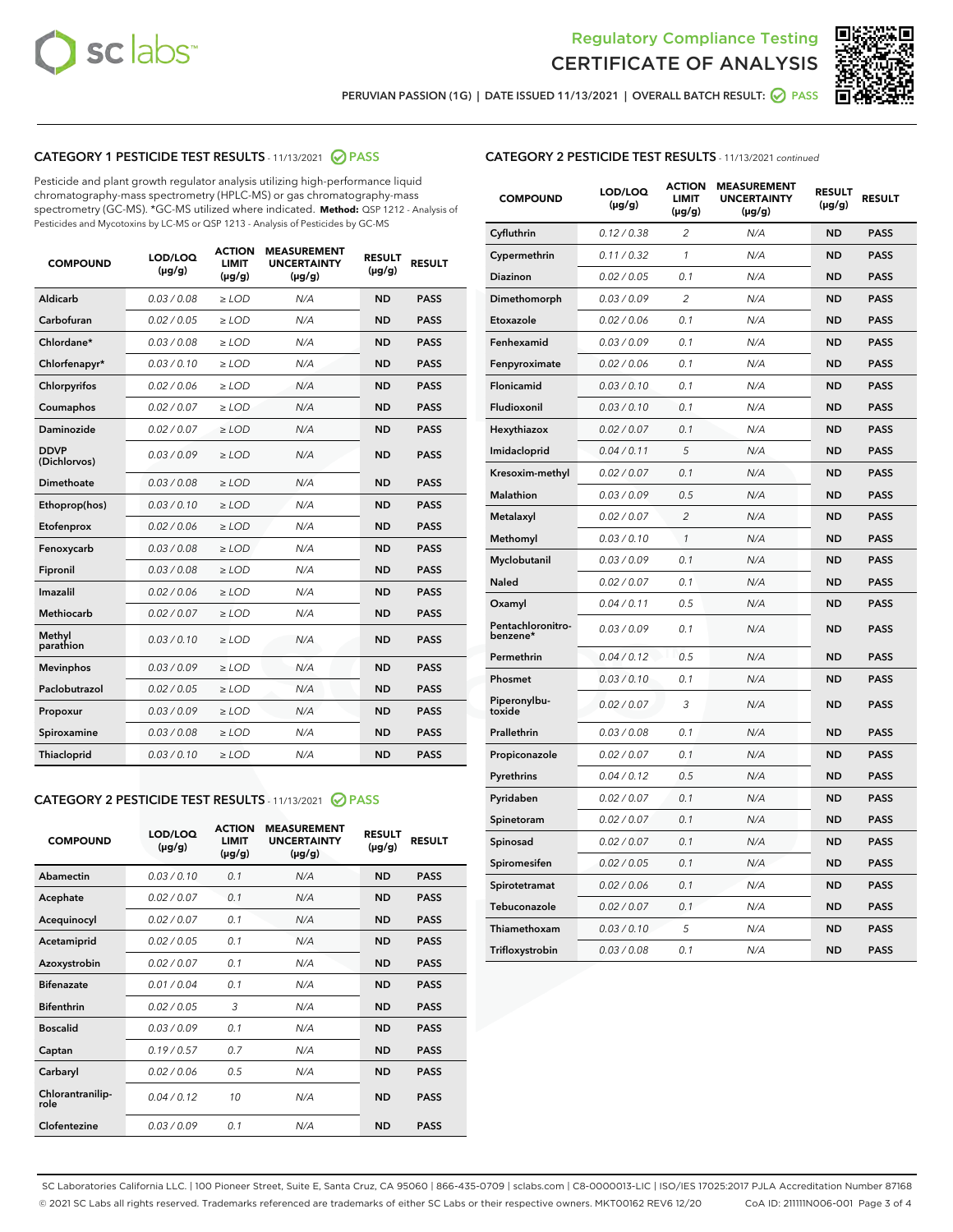Regulatory Compliance Testing
CERTIFICATE OF ANALYSIS

PERUVIAN PASSION (1G) | DATE ISSUED 11/13/2021 | OVERALL BATCH RESULT: PASS

## CATEGORY 1 PESTICIDE TEST RESULTS - 11/13/2021 PASS

Pesticide and plant growth regulator analysis utilizing high-performance liquid chromatography-mass spectrometry (HPLC-MS) or gas chromatography-mass spectrometry (GC-MS). *GC-MS utilized where indicated. **Method:** QSP 1212 - Analysis of Pesticides and Mycotoxins by LC-MS or QSP 1213 - Analysis of Pesticides by GC-MS

| COMPOUND | LOD/LOQ (µg/g) | ACTION LIMIT (µg/g) | MEASUREMENT UNCERTAINTY (µg/g) | RESULT (µg/g) | RESULT |
|---|---|---|---|---|---|
| Aldicarb | 0.03 / 0.08 | ≥ LOD | N/A | ND | PASS |
| Carbofuran | 0.02 / 0.05 | ≥ LOD | N/A | ND | PASS |
| Chlordane* | 0.03 / 0.08 | ≥ LOD | N/A | ND | PASS |
| Chlorfenapyr* | 0.03 / 0.10 | ≥ LOD | N/A | ND | PASS |
| Chlorpyrifos | 0.02 / 0.06 | ≥ LOD | N/A | ND | PASS |
| Coumaphos | 0.02 / 0.07 | ≥ LOD | N/A | ND | PASS |
| Daminozide | 0.02 / 0.07 | ≥ LOD | N/A | ND | PASS |
| DDVP (Dichlorvos) | 0.03 / 0.09 | ≥ LOD | N/A | ND | PASS |
| Dimethoate | 0.03 / 0.08 | ≥ LOD | N/A | ND | PASS |
| Ethoprop(hos) | 0.03 / 0.10 | ≥ LOD | N/A | ND | PASS |
| Etofenprox | 0.02 / 0.06 | ≥ LOD | N/A | ND | PASS |
| Fenoxycarb | 0.03 / 0.08 | ≥ LOD | N/A | ND | PASS |
| Fipronil | 0.03 / 0.08 | ≥ LOD | N/A | ND | PASS |
| Imazalil | 0.02 / 0.06 | ≥ LOD | N/A | ND | PASS |
| Methiocarb | 0.02 / 0.07 | ≥ LOD | N/A | ND | PASS |
| Methyl parathion | 0.03 / 0.10 | ≥ LOD | N/A | ND | PASS |
| Mevinphos | 0.03 / 0.09 | ≥ LOD | N/A | ND | PASS |
| Paclobutrazol | 0.02 / 0.05 | ≥ LOD | N/A | ND | PASS |
| Propoxur | 0.03 / 0.09 | ≥ LOD | N/A | ND | PASS |
| Spiroxamine | 0.03 / 0.08 | ≥ LOD | N/A | ND | PASS |
| Thiacloprid | 0.03 / 0.10 | ≥ LOD | N/A | ND | PASS |

## CATEGORY 2 PESTICIDE TEST RESULTS - 11/13/2021 PASS

| COMPOUND | LOD/LOQ (µg/g) | ACTION LIMIT (µg/g) | MEASUREMENT UNCERTAINTY (µg/g) | RESULT (µg/g) | RESULT |
|---|---|---|---|---|---|
| Abamectin | 0.03 / 0.10 | 0.1 | N/A | ND | PASS |
| Acephate | 0.02 / 0.07 | 0.1 | N/A | ND | PASS |
| Acequinocyl | 0.02 / 0.07 | 0.1 | N/A | ND | PASS |
| Acetamiprid | 0.02 / 0.05 | 0.1 | N/A | ND | PASS |
| Azoxystrobin | 0.02 / 0.07 | 0.1 | N/A | ND | PASS |
| Bifenazate | 0.01 / 0.04 | 0.1 | N/A | ND | PASS |
| Bifenthrin | 0.02 / 0.05 | 3 | N/A | ND | PASS |
| Boscalid | 0.03 / 0.09 | 0.1 | N/A | ND | PASS |
| Captan | 0.19 / 0.57 | 0.7 | N/A | ND | PASS |
| Carbaryl | 0.02 / 0.06 | 0.5 | N/A | ND | PASS |
| Chlorantraniliprole | 0.04 / 0.12 | 10 | N/A | ND | PASS |
| Clofentezine | 0.03 / 0.09 | 0.1 | N/A | ND | PASS |
| Cyfluthrin | 0.12 / 0.38 | 2 | N/A | ND | PASS |
| Cypermethrin | 0.11 / 0.32 | 1 | N/A | ND | PASS |
| Diazinon | 0.02 / 0.05 | 0.1 | N/A | ND | PASS |
| Dimethomorph | 0.03 / 0.09 | 2 | N/A | ND | PASS |
| Etoxazole | 0.02 / 0.06 | 0.1 | N/A | ND | PASS |
| Fenhexamid | 0.03 / 0.09 | 0.1 | N/A | ND | PASS |
| Fenpyroximate | 0.02 / 0.06 | 0.1 | N/A | ND | PASS |
| Flonicamid | 0.03 / 0.10 | 0.1 | N/A | ND | PASS |
| Fludioxonil | 0.03 / 0.10 | 0.1 | N/A | ND | PASS |
| Hexythiazox | 0.02 / 0.07 | 0.1 | N/A | ND | PASS |
| Imidacloprid | 0.04 / 0.11 | 5 | N/A | ND | PASS |
| Kresoxim-methyl | 0.02 / 0.07 | 0.1 | N/A | ND | PASS |
| Malathion | 0.03 / 0.09 | 0.5 | N/A | ND | PASS |
| Metalaxyl | 0.02 / 0.07 | 2 | N/A | ND | PASS |
| Methomyl | 0.03 / 0.10 | 1 | N/A | ND | PASS |
| Myclobutanil | 0.03 / 0.09 | 0.1 | N/A | ND | PASS |
| Naled | 0.02 / 0.07 | 0.1 | N/A | ND | PASS |
| Oxamyl | 0.04 / 0.11 | 0.5 | N/A | ND | PASS |
| Pentachloronitrobenzene* | 0.03 / 0.09 | 0.1 | N/A | ND | PASS |
| Permethrin | 0.04 / 0.12 | 0.5 | N/A | ND | PASS |
| Phosmet | 0.03 / 0.10 | 0.1 | N/A | ND | PASS |
| Piperonylbutoxide | 0.02 / 0.07 | 3 | N/A | ND | PASS |
| Prallethrin | 0.03 / 0.08 | 0.1 | N/A | ND | PASS |
| Propiconazole | 0.02 / 0.07 | 0.1 | N/A | ND | PASS |
| Pyrethrins | 0.04 / 0.12 | 0.5 | N/A | ND | PASS |
| Pyridaben | 0.02 / 0.07 | 0.1 | N/A | ND | PASS |
| Spinetoram | 0.02 / 0.07 | 0.1 | N/A | ND | PASS |
| Spinosad | 0.02 / 0.07 | 0.1 | N/A | ND | PASS |
| Spiromesifen | 0.02 / 0.05 | 0.1 | N/A | ND | PASS |
| Spirotetramat | 0.02 / 0.06 | 0.1 | N/A | ND | PASS |
| Tebuconazole | 0.02 / 0.07 | 0.1 | N/A | ND | PASS |
| Thiamethoxam | 0.03 / 0.10 | 5 | N/A | ND | PASS |
| Trifloxystrobin | 0.03 / 0.08 | 0.1 | N/A | ND | PASS |

SC Laboratories California LLC. | 100 Pioneer Street, Suite E, Santa Cruz, CA 95060 | 866-435-0709 | sclabs.com | C8-0000013-LIC | ISO/IES 17025:2017 PJLA Accreditation Number 87168
© 2021 SC Labs all rights reserved. Trademarks referenced are trademarks of either SC Labs or their respective owners. MKT00162 REV6 12/20 CoA ID: 211111N006-001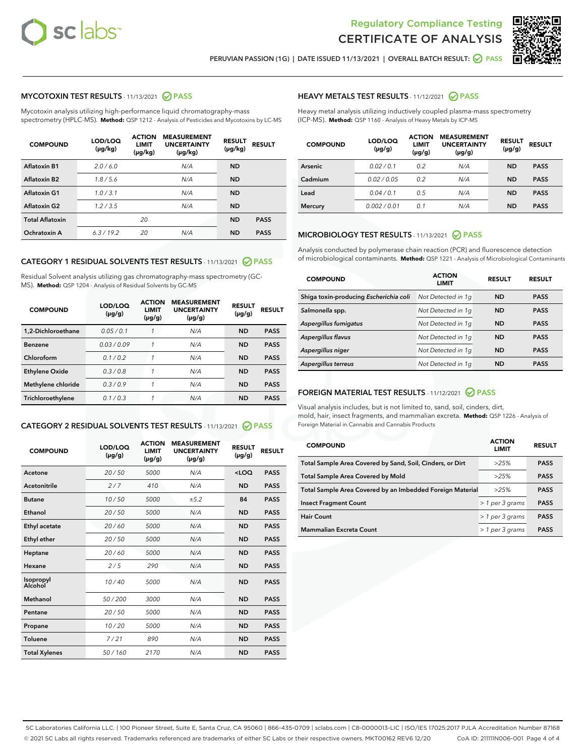Regulatory Compliance Testing
# CERTIFICATE OF ANALYSIS

PERUVIAN PASSION (1G) | DATE ISSUED 11/13/2021 | OVERALL BATCH RESULT: PASS

## MYCOTOXIN TEST RESULTS - 11/13/2021 PASS

Mycotoxin analysis utilizing high-performance liquid chromatography-mass spectrometry (HPLC-MS). **Method:** QSP 1212 - Analysis of Pesticides and Mycotoxins by LC-MS

| COMPOUND | LOD/LOQ (μg/kg) | ACTION LIMIT (μg/kg) | MEASUREMENT UNCERTAINTY (μg/kg) | RESULT (μg/kg) | RESULT |
|---|---|---|---|---|---|
| Aflatoxin B1 | 2.0 / 6.0 | | N/A | ND | |
| Aflatoxin B2 | 1.8 / 5.6 | | N/A | ND | |
| Aflatoxin G1 | 1.0 / 3.1 | | N/A | ND | |
| Aflatoxin G2 | 1.2 / 3.5 | | N/A | ND | |
| Total Aflatoxin | | 20 | | ND | PASS |
| Ochratoxin A | 6.3 / 19.2 | 20 | N/A | ND | PASS |

## CATEGORY 1 RESIDUAL SOLVENTS TEST RESULTS - 11/13/2021 PASS

Residual Solvent analysis utilizing gas chromatography-mass spectrometry (GC-MS). **Method:** QSP 1204 - Analysis of Residual Solvents by GC-MS

| COMPOUND | LOD/LOQ (μg/g) | ACTION LIMIT (μg/g) | MEASUREMENT UNCERTAINTY (μg/g) | RESULT (μg/g) | RESULT |
|---|---|---|---|---|---|
| 1,2-Dichloroethane | 0.05 / 0.1 | 1 | N/A | ND | PASS |
| Benzene | 0.03 / 0.09 | 1 | N/A | ND | PASS |
| Chloroform | 0.1 / 0.2 | 1 | N/A | ND | PASS |
| Ethylene Oxide | 0.3 / 0.8 | 1 | N/A | ND | PASS |
| Methylene chloride | 0.3 / 0.9 | 1 | N/A | ND | PASS |
| Trichloroethylene | 0.1 / 0.3 | 1 | N/A | ND | PASS |

## CATEGORY 2 RESIDUAL SOLVENTS TEST RESULTS - 11/13/2021 PASS

| COMPOUND | LOD/LOQ (μg/g) | ACTION LIMIT (μg/g) | MEASUREMENT UNCERTAINTY (μg/g) | RESULT (μg/g) | RESULT |
|---|---|---|---|---|---|
| Acetone | 20 / 50 | 5000 | N/A | <LOQ | PASS |
| Acetonitrile | 2 / 7 | 410 | N/A | ND | PASS |
| Butane | 10 / 50 | 5000 | ±5.2 | 84 | PASS |
| Ethanol | 20 / 50 | 5000 | N/A | ND | PASS |
| Ethyl acetate | 20 / 60 | 5000 | N/A | ND | PASS |
| Ethyl ether | 20 / 50 | 5000 | N/A | ND | PASS |
| Heptane | 20 / 60 | 5000 | N/A | ND | PASS |
| Hexane | 2 / 5 | 290 | N/A | ND | PASS |
| Isopropyl Alcohol | 10 / 40 | 5000 | N/A | ND | PASS |
| Methanol | 50 / 200 | 3000 | N/A | ND | PASS |
| Pentane | 20 / 50 | 5000 | N/A | ND | PASS |
| Propane | 10 / 20 | 5000 | N/A | ND | PASS |
| Toluene | 7 / 21 | 890 | N/A | ND | PASS |
| Total Xylenes | 50 / 160 | 2170 | N/A | ND | PASS |

## HEAVY METALS TEST RESULTS - 11/12/2021 PASS

Heavy metal analysis utilizing inductively coupled plasma-mass spectrometry (ICP-MS). **Method:** QSP 1160 - Analysis of Heavy Metals by ICP-MS

| COMPOUND | LOD/LOQ (μg/g) | ACTION LIMIT (μg/g) | MEASUREMENT UNCERTAINTY (μg/g) | RESULT (μg/g) | RESULT |
|---|---|---|---|---|---|
| Arsenic | 0.02 / 0.1 | 0.2 | N/A | ND | PASS |
| Cadmium | 0.02 / 0.05 | 0.2 | N/A | ND | PASS |
| Lead | 0.04 / 0.1 | 0.5 | N/A | ND | PASS |
| Mercury | 0.002 / 0.01 | 0.1 | N/A | ND | PASS |

## MICROBIOLOGY TEST RESULTS - 11/13/2021 PASS

Analysis conducted by polymerase chain reaction (PCR) and fluorescence detection of microbiological contaminants. **Method:** QSP 1221 - Analysis of Microbiological Contaminants

| COMPOUND | ACTION LIMIT | RESULT | RESULT |
|---|---|---|---|
| Shiga toxin-producing *Escherichia coli* | Not Detected in 1g | ND | PASS |
| *Salmonella* spp. | Not Detected in 1g | ND | PASS |
| *Aspergillus fumigatus* | Not Detected in 1g | ND | PASS |
| *Aspergillus flavus* | Not Detected in 1g | ND | PASS |
| *Aspergillus niger* | Not Detected in 1g | ND | PASS |
| *Aspergillus terreus* | Not Detected in 1g | ND | PASS |

## FOREIGN MATERIAL TEST RESULTS - 11/12/2021 PASS

Visual analysis includes, but is not limited to, sand, soil, cinders, dirt, mold, hair, insect fragments, and mammalian excreta. **Method:** QSP 1226 - Analysis of Foreign Material in Cannabis and Cannabis Products

| COMPOUND | ACTION LIMIT | RESULT |
|---|---|---|
| Total Sample Area Covered by Sand, Soil, Cinders, or Dirt | >25% | PASS |
| Total Sample Area Covered by Mold | >25% | PASS |
| Total Sample Area Covered by an Imbedded Foreign Material | >25% | PASS |
| Insect Fragment Count | > 1 per 3 grams | PASS |
| Hair Count | > 1 per 3 grams | PASS |
| Mammalian Excreta Count | > 1 per 3 grams | PASS |

SC Laboratories California LLC. | 100 Pioneer Street, Suite E, Santa Cruz, CA 95060 | 866-435-0709 | sclabs.com | C8-0000013-LIC | ISO/IES 17025:2017 PJLA Accreditation Number 87168
© 2021 SC Labs all rights reserved. Trademarks referenced are trademarks of either SC Labs or their respective owners. MKT00162 REV6 12/20 CoA ID: 211111N006-001